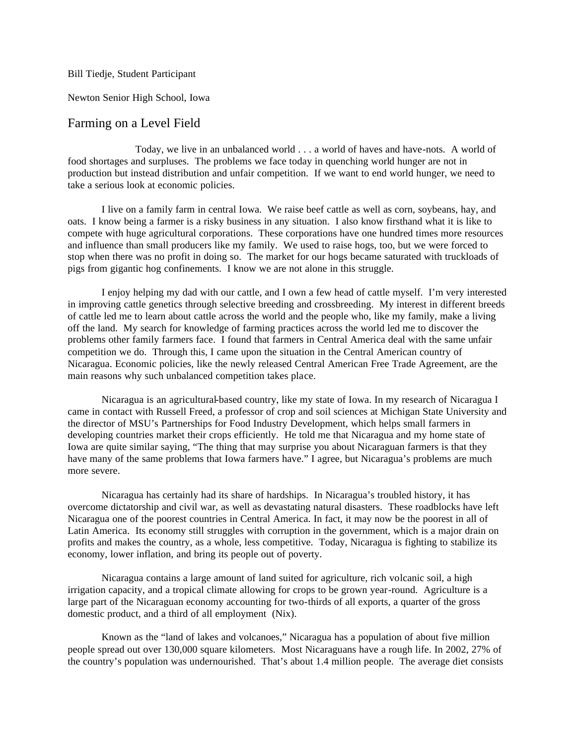Bill Tiedje, Student Participant

Newton Senior High School, Iowa

# Farming on a Level Field

Today, we live in an unbalanced world . . . a world of haves and have-nots. A world of food shortages and surpluses. The problems we face today in quenching world hunger are not in production but instead distribution and unfair competition. If we want to end world hunger, we need to take a serious look at economic policies.

I live on a family farm in central Iowa. We raise beef cattle as well as corn, soybeans, hay, and oats. I know being a farmer is a risky business in any situation. I also know firsthand what it is like to compete with huge agricultural corporations. These corporations have one hundred times more resources and influence than small producers like my family. We used to raise hogs, too, but we were forced to stop when there was no profit in doing so. The market for our hogs became saturated with truckloads of pigs from gigantic hog confinements. I know we are not alone in this struggle.

I enjoy helping my dad with our cattle, and I own a few head of cattle myself. I'm very interested in improving cattle genetics through selective breeding and crossbreeding. My interest in different breeds of cattle led me to learn about cattle across the world and the people who, like my family, make a living off the land. My search for knowledge of farming practices across the world led me to discover the problems other family farmers face. I found that farmers in Central America deal with the same unfair competition we do. Through this, I came upon the situation in the Central American country of Nicaragua. Economic policies, like the newly released Central American Free Trade Agreement, are the main reasons why such unbalanced competition takes place.

Nicaragua is an agricultural-based country, like my state of Iowa. In my research of Nicaragua I came in contact with Russell Freed, a professor of crop and soil sciences at Michigan State University and the director of MSU's Partnerships for Food Industry Development, which helps small farmers in developing countries market their crops efficiently. He told me that Nicaragua and my home state of Iowa are quite similar saying, "The thing that may surprise you about Nicaraguan farmers is that they have many of the same problems that Iowa farmers have." I agree, but Nicaragua's problems are much more severe.

Nicaragua has certainly had its share of hardships. In Nicaragua's troubled history, it has overcome dictatorship and civil war, as well as devastating natural disasters. These roadblocks have left Nicaragua one of the poorest countries in Central America. In fact, it may now be the poorest in all of Latin America. Its economy still struggles with corruption in the government, which is a major drain on profits and makes the country, as a whole, less competitive. Today, Nicaragua is fighting to stabilize its economy, lower inflation, and bring its people out of poverty.

Nicaragua contains a large amount of land suited for agriculture, rich volcanic soil, a high irrigation capacity, and a tropical climate allowing for crops to be grown year-round. Agriculture is a large part of the Nicaraguan economy accounting for two-thirds of all exports, a quarter of the gross domestic product, and a third of all employment (Nix).

Known as the "land of lakes and volcanoes," Nicaragua has a population of about five million people spread out over 130,000 square kilometers. Most Nicaraguans have a rough life. In 2002, 27% of the country's population was undernourished. That's about 1.4 million people. The average diet consists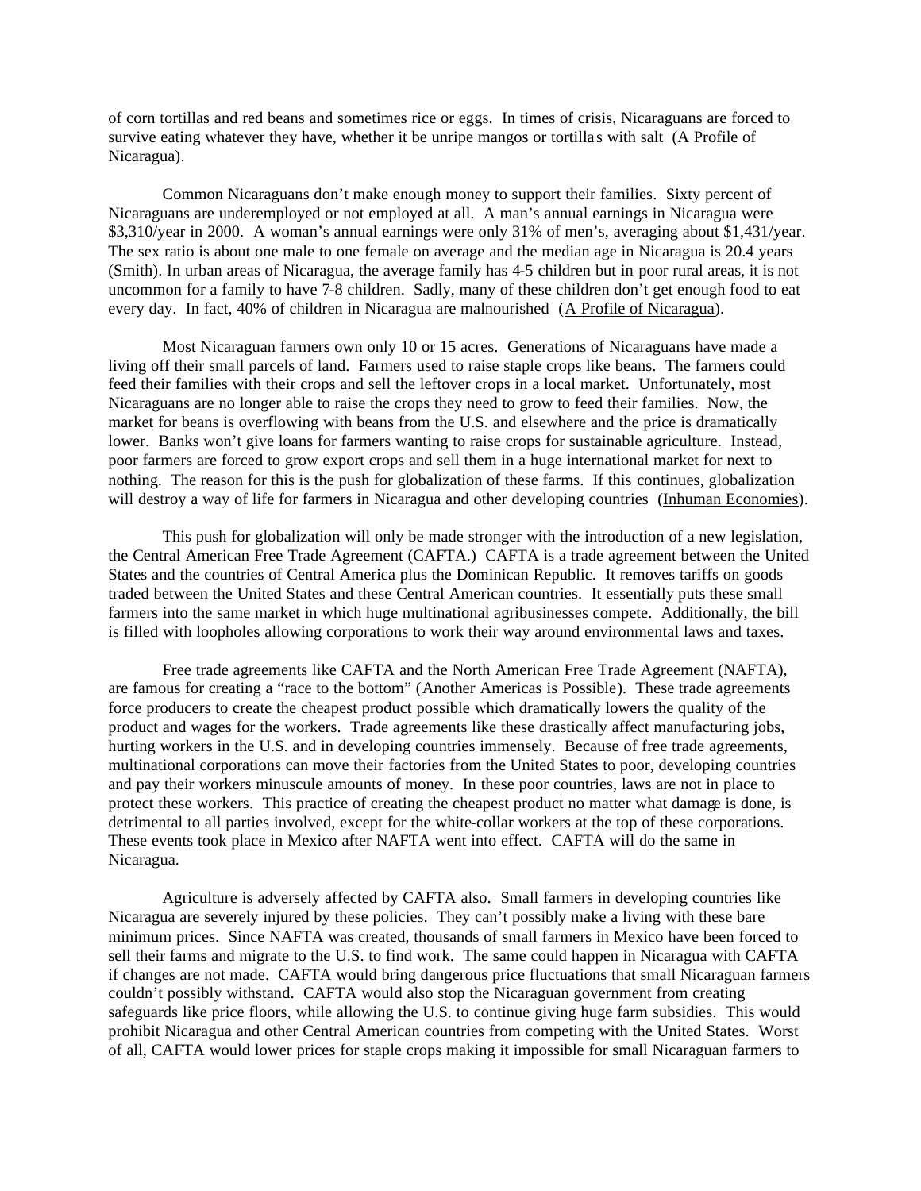of corn tortillas and red beans and sometimes rice or eggs. In times of crisis, Nicaraguans are forced to survive eating whatever they have, whether it be unripe mangos or tortillas with salt (A Profile of Nicaragua).

Common Nicaraguans don't make enough money to support their families. Sixty percent of Nicaraguans are underemployed or not employed at all. A man's annual earnings in Nicaragua were \$3,310/year in 2000. A woman's annual earnings were only 31% of men's, averaging about \$1,431/year. The sex ratio is about one male to one female on average and the median age in Nicaragua is 20.4 years (Smith). In urban areas of Nicaragua, the average family has 4-5 children but in poor rural areas, it is not uncommon for a family to have 7-8 children. Sadly, many of these children don't get enough food to eat every day. In fact, 40% of children in Nicaragua are malnourished (A Profile of Nicaragua).

Most Nicaraguan farmers own only 10 or 15 acres. Generations of Nicaraguans have made a living off their small parcels of land. Farmers used to raise staple crops like beans. The farmers could feed their families with their crops and sell the leftover crops in a local market. Unfortunately, most Nicaraguans are no longer able to raise the crops they need to grow to feed their families. Now, the market for beans is overflowing with beans from the U.S. and elsewhere and the price is dramatically lower. Banks won't give loans for farmers wanting to raise crops for sustainable agriculture. Instead, poor farmers are forced to grow export crops and sell them in a huge international market for next to nothing. The reason for this is the push for globalization of these farms. If this continues, globalization will destroy a way of life for farmers in Nicaragua and other developing countries (Inhuman Economies).

This push for globalization will only be made stronger with the introduction of a new legislation, the Central American Free Trade Agreement (CAFTA.) CAFTA is a trade agreement between the United States and the countries of Central America plus the Dominican Republic. It removes tariffs on goods traded between the United States and these Central American countries. It essentially puts these small farmers into the same market in which huge multinational agribusinesses compete. Additionally, the bill is filled with loopholes allowing corporations to work their way around environmental laws and taxes.

Free trade agreements like CAFTA and the North American Free Trade Agreement (NAFTA), are famous for creating a "race to the bottom" (Another Americas is Possible). These trade agreements force producers to create the cheapest product possible which dramatically lowers the quality of the product and wages for the workers. Trade agreements like these drastically affect manufacturing jobs, hurting workers in the U.S. and in developing countries immensely. Because of free trade agreements, multinational corporations can move their factories from the United States to poor, developing countries and pay their workers minuscule amounts of money. In these poor countries, laws are not in place to protect these workers. This practice of creating the cheapest product no matter what damage is done, is detrimental to all parties involved, except for the white-collar workers at the top of these corporations. These events took place in Mexico after NAFTA went into effect. CAFTA will do the same in Nicaragua.

Agriculture is adversely affected by CAFTA also. Small farmers in developing countries like Nicaragua are severely injured by these policies. They can't possibly make a living with these bare minimum prices. Since NAFTA was created, thousands of small farmers in Mexico have been forced to sell their farms and migrate to the U.S. to find work. The same could happen in Nicaragua with CAFTA if changes are not made. CAFTA would bring dangerous price fluctuations that small Nicaraguan farmers couldn't possibly withstand. CAFTA would also stop the Nicaraguan government from creating safeguards like price floors, while allowing the U.S. to continue giving huge farm subsidies. This would prohibit Nicaragua and other Central American countries from competing with the United States. Worst of all, CAFTA would lower prices for staple crops making it impossible for small Nicaraguan farmers to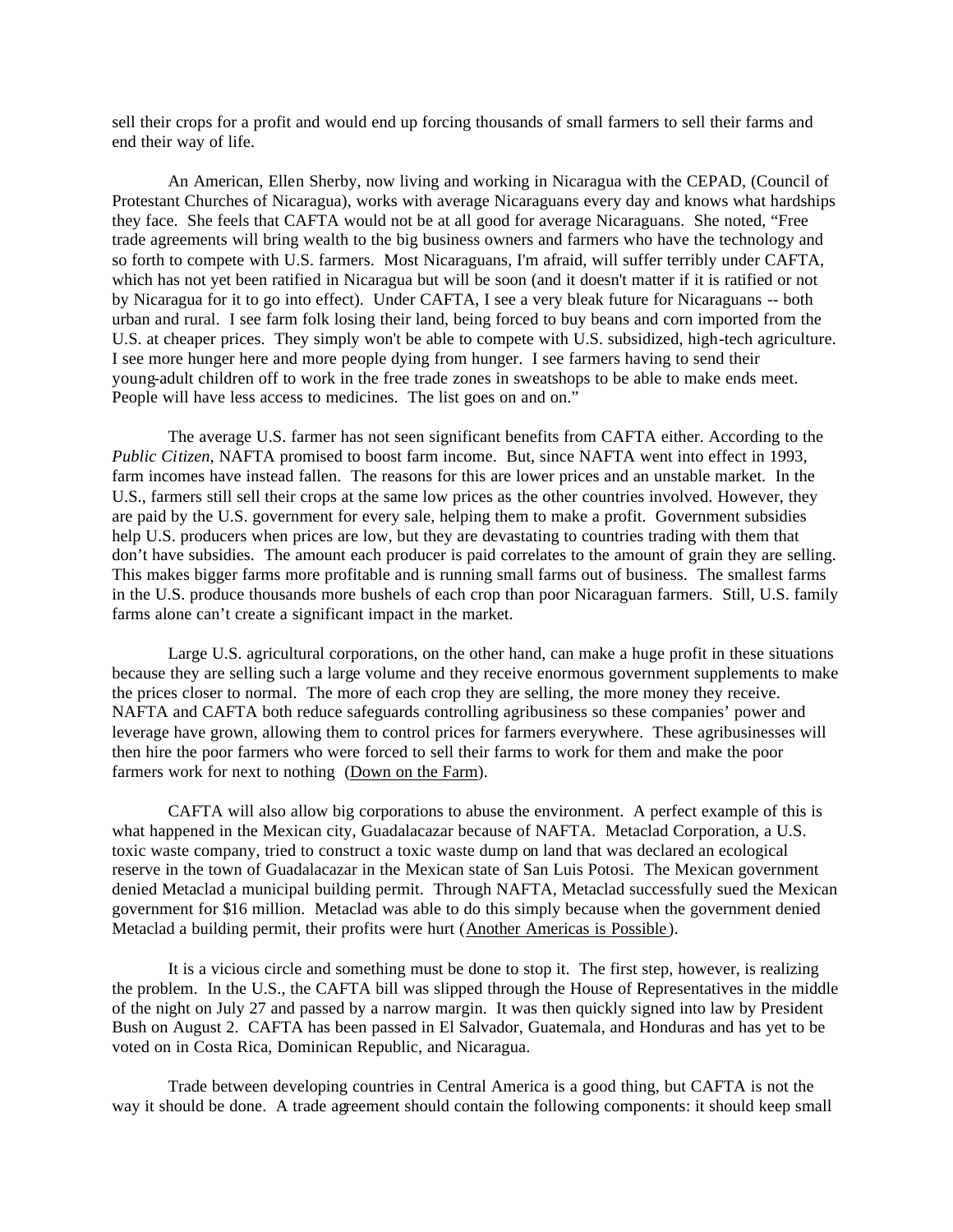sell their crops for a profit and would end up forcing thousands of small farmers to sell their farms and end their way of life.

An American, Ellen Sherby, now living and working in Nicaragua with the CEPAD, (Council of Protestant Churches of Nicaragua), works with average Nicaraguans every day and knows what hardships they face. She feels that CAFTA would not be at all good for average Nicaraguans. She noted, "Free trade agreements will bring wealth to the big business owners and farmers who have the technology and so forth to compete with U.S. farmers. Most Nicaraguans, I'm afraid, will suffer terribly under CAFTA, which has not yet been ratified in Nicaragua but will be soon (and it doesn't matter if it is ratified or not by Nicaragua for it to go into effect). Under CAFTA, I see a very bleak future for Nicaraguans -- both urban and rural. I see farm folk losing their land, being forced to buy beans and corn imported from the U.S. at cheaper prices. They simply won't be able to compete with U.S. subsidized, high-tech agriculture. I see more hunger here and more people dying from hunger. I see farmers having to send their young-adult children off to work in the free trade zones in sweatshops to be able to make ends meet. People will have less access to medicines. The list goes on and on."

The average U.S. farmer has not seen significant benefits from CAFTA either. According to the *Public Citizen*, NAFTA promised to boost farm income. But, since NAFTA went into effect in 1993, farm incomes have instead fallen. The reasons for this are lower prices and an unstable market. In the U.S., farmers still sell their crops at the same low prices as the other countries involved. However, they are paid by the U.S. government for every sale, helping them to make a profit. Government subsidies help U.S. producers when prices are low, but they are devastating to countries trading with them that don't have subsidies. The amount each producer is paid correlates to the amount of grain they are selling. This makes bigger farms more profitable and is running small farms out of business. The smallest farms in the U.S. produce thousands more bushels of each crop than poor Nicaraguan farmers. Still, U.S. family farms alone can't create a significant impact in the market.

Large U.S. agricultural corporations, on the other hand, can make a huge profit in these situations because they are selling such a large volume and they receive enormous government supplements to make the prices closer to normal. The more of each crop they are selling, the more money they receive. NAFTA and CAFTA both reduce safeguards controlling agribusiness so these companies' power and leverage have grown, allowing them to control prices for farmers everywhere. These agribusinesses will then hire the poor farmers who were forced to sell their farms to work for them and make the poor farmers work for next to nothing (Down on the Farm).

CAFTA will also allow big corporations to abuse the environment. A perfect example of this is what happened in the Mexican city, Guadalacazar because of NAFTA. Metaclad Corporation, a U.S. toxic waste company, tried to construct a toxic waste dump on land that was declared an ecological reserve in the town of Guadalacazar in the Mexican state of San Luis Potosi. The Mexican government denied Metaclad a municipal building permit. Through NAFTA, Metaclad successfully sued the Mexican government for $16 million. Metaclad was able to do this simply because when the government denied Metaclad a building permit, their profits were hurt (Another Americas is Possible).

It is a vicious circle and something must be done to stop it. The first step, however, is realizing the problem. In the U.S., the CAFTA bill was slipped through the House of Representatives in the middle of the night on July 27 and passed by a narrow margin. It was then quickly signed into law by President Bush on August 2. CAFTA has been passed in El Salvador, Guatemala, and Honduras and has yet to be voted on in Costa Rica, Dominican Republic, and Nicaragua.

Trade between developing countries in Central America is a good thing, but CAFTA is not the way it should be done. A trade agreement should contain the following components: it should keep small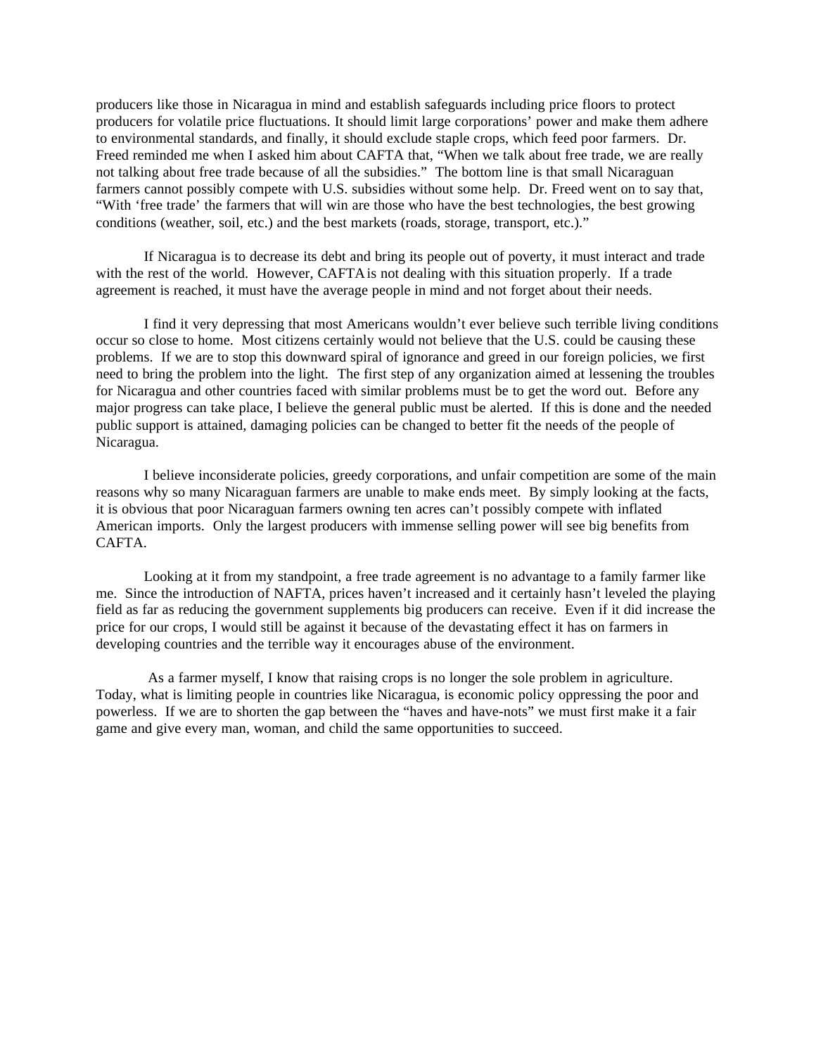producers like those in Nicaragua in mind and establish safeguards including price floors to protect producers for volatile price fluctuations. It should limit large corporations' power and make them adhere to environmental standards, and finally, it should exclude staple crops, which feed poor farmers. Dr. Freed reminded me when I asked him about CAFTA that, "When we talk about free trade, we are really not talking about free trade because of all the subsidies." The bottom line is that small Nicaraguan farmers cannot possibly compete with U.S. subsidies without some help. Dr. Freed went on to say that, "With 'free trade' the farmers that will win are those who have the best technologies, the best growing conditions (weather, soil, etc.) and the best markets (roads, storage, transport, etc.)."

If Nicaragua is to decrease its debt and bring its people out of poverty, it must interact and trade with the rest of the world. However, CAFTA is not dealing with this situation properly. If a trade agreement is reached, it must have the average people in mind and not forget about their needs.

I find it very depressing that most Americans wouldn't ever believe such terrible living conditions occur so close to home. Most citizens certainly would not believe that the U.S. could be causing these problems. If we are to stop this downward spiral of ignorance and greed in our foreign policies, we first need to bring the problem into the light. The first step of any organization aimed at lessening the troubles for Nicaragua and other countries faced with similar problems must be to get the word out. Before any major progress can take place, I believe the general public must be alerted. If this is done and the needed public support is attained, damaging policies can be changed to better fit the needs of the people of Nicaragua.

I believe inconsiderate policies, greedy corporations, and unfair competition are some of the main reasons why so many Nicaraguan farmers are unable to make ends meet. By simply looking at the facts, it is obvious that poor Nicaraguan farmers owning ten acres can't possibly compete with inflated American imports. Only the largest producers with immense selling power will see big benefits from CAFTA.

Looking at it from my standpoint, a free trade agreement is no advantage to a family farmer like me. Since the introduction of NAFTA, prices haven't increased and it certainly hasn't leveled the playing field as far as reducing the government supplements big producers can receive. Even if it did increase the price for our crops, I would still be against it because of the devastating effect it has on farmers in developing countries and the terrible way it encourages abuse of the environment.

As a farmer myself, I know that raising crops is no longer the sole problem in agriculture. Today, what is limiting people in countries like Nicaragua, is economic policy oppressing the poor and powerless. If we are to shorten the gap between the "haves and have-nots" we must first make it a fair game and give every man, woman, and child the same opportunities to succeed.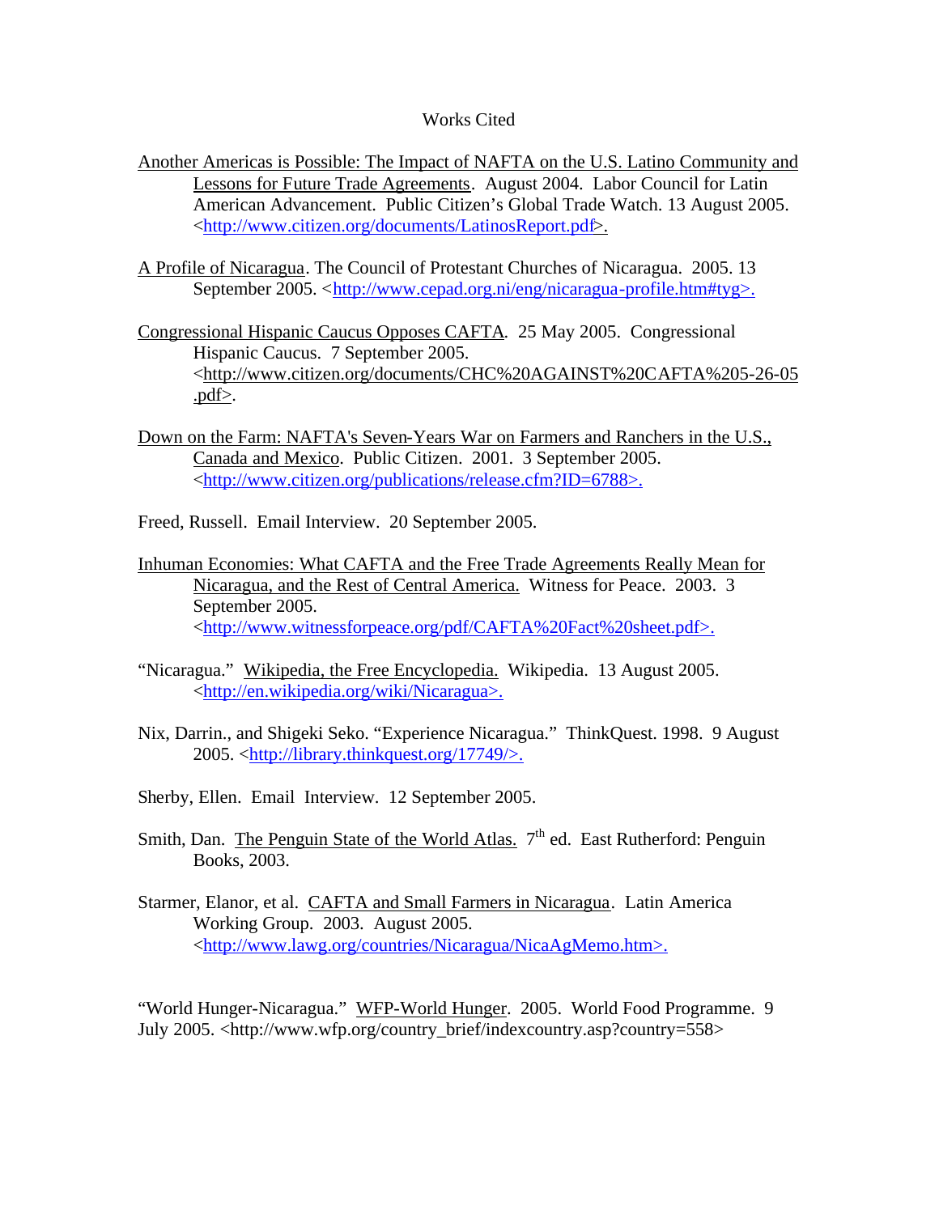# Works Cited

Another Americas is Possible: The Impact of NAFTA on the U.S. Latino Community and Lessons for Future Trade Agreements. August 2004. Labor Council for Latin American Advancement. Public Citizen's Global Trade Watch. 13 August 2005. <http://www.citizen.org/documents/LatinosReport.pdf>.

A Profile of Nicaragua. The Council of Protestant Churches of Nicaragua. 2005. 13 September 2005. <http://www.cepad.org.ni/eng/nicaragua-profile.htm#tyg>.

Congressional Hispanic Caucus Opposes CAFTA. 25 May 2005. Congressional Hispanic Caucus. 7 September 2005. <http://www.citizen.org/documents/CHC%20AGAINST%20CAFTA%205-26-05.pdf>.

Down on the Farm: NAFTA's Seven-Years War on Farmers and Ranchers in the U.S., Canada and Mexico. Public Citizen. 2001. 3 September 2005. <http://www.citizen.org/publications/release.cfm?ID=6788>.

Freed, Russell. Email Interview. 20 September 2005.

Inhuman Economies: What CAFTA and the Free Trade Agreements Really Mean for Nicaragua, and the Rest of Central America. Witness for Peace. 2003. 3 September 2005. <http://www.witnessforpeace.org/pdf/CAFTA%20Fact%20sheet.pdf>.

"Nicaragua." Wikipedia, the Free Encyclopedia. Wikipedia. 13 August 2005. <http://en.wikipedia.org/wiki/Nicaragua>.

Nix, Darrin., and Shigeki Seko. "Experience Nicaragua." ThinkQuest. 1998. 9 August 2005. <http://library.thinkquest.org/17749/>.

Sherby, Ellen. Email Interview. 12 September 2005.

Smith, Dan. The Penguin State of the World Atlas. 7th ed. East Rutherford: Penguin Books, 2003.

Starmer, Elanor, et al. CAFTA and Small Farmers in Nicaragua. Latin America Working Group. 2003. August 2005. <http://www.lawg.org/countries/Nicaragua/NicaAgMemo.htm>.

"World Hunger-Nicaragua." WFP-World Hunger. 2005. World Food Programme. 9 July 2005. <http://www.wfp.org/country_brief/indexcountry.asp?country=558>